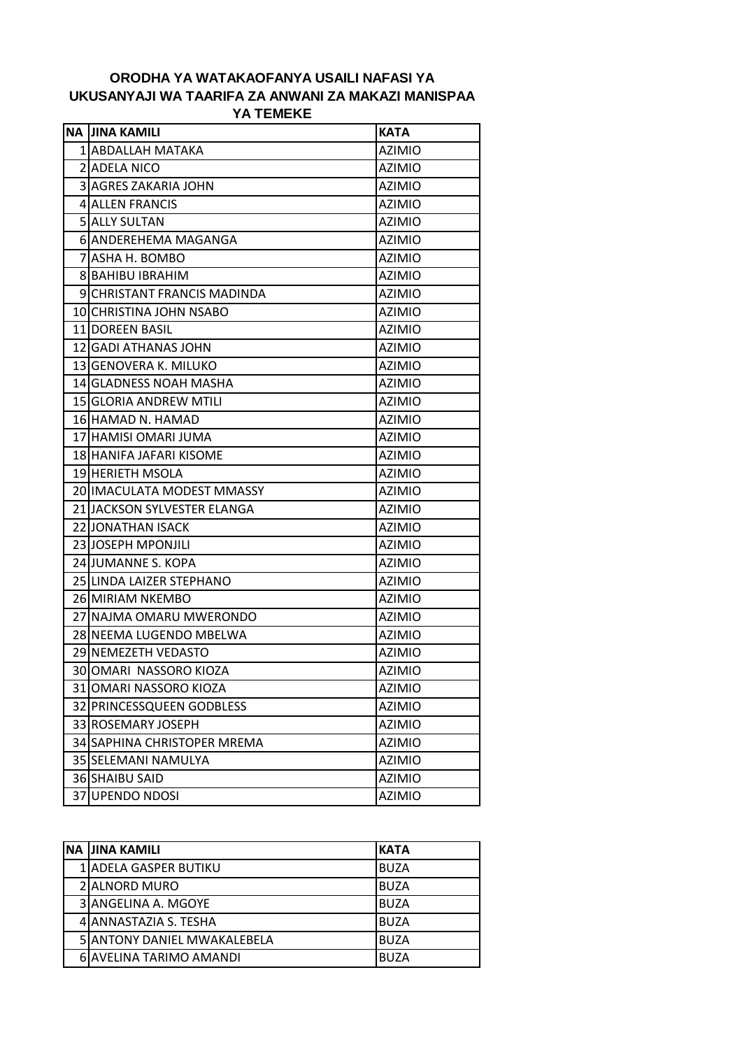# ORODHA YA WATAKAOFANYA USAILI NAFASI YA UKUSANYAJI WA TAARIFA ZA ANWANI ZA MAKAZI MANISPAA YA TEMEKE

| NA | JINA KAMILI | KATA |
|---|---|---|
| 1 | ABDALLAH MATAKA | AZIMIO |
| 2 | ADELA NICO | AZIMIO |
| 3 | AGRES ZAKARIA JOHN | AZIMIO |
| 4 | ALLEN FRANCIS | AZIMIO |
| 5 | ALLY SULTAN | AZIMIO |
| 6 | ANDEREHEMA MAGANGA | AZIMIO |
| 7 | ASHA H. BOMBO | AZIMIO |
| 8 | BAHIBU IBRAHIM | AZIMIO |
| 9 | CHRISTANT FRANCIS MADINDA | AZIMIO |
| 10 | CHRISTINA JOHN NSABO | AZIMIO |
| 11 | DOREEN BASIL | AZIMIO |
| 12 | GADI ATHANAS JOHN | AZIMIO |
| 13 | GENOVERA K. MILUKO | AZIMIO |
| 14 | GLADNESS NOAH MASHA | AZIMIO |
| 15 | GLORIA ANDREW MTILI | AZIMIO |
| 16 | HAMAD N. HAMAD | AZIMIO |
| 17 | HAMISI OMARI JUMA | AZIMIO |
| 18 | HANIFA JAFARI KISOME | AZIMIO |
| 19 | HERIETH MSOLA | AZIMIO |
| 20 | IMACULATA MODEST MMASSY | AZIMIO |
| 21 | JACKSON SYLVESTER ELANGA | AZIMIO |
| 22 | JONATHAN ISACK | AZIMIO |
| 23 | JOSEPH MPONJILI | AZIMIO |
| 24 | JUMANNE S. KOPA | AZIMIO |
| 25 | LINDA LAIZER STEPHANO | AZIMIO |
| 26 | MIRIAM NKEMBO | AZIMIO |
| 27 | NAJMA OMARU MWERONDO | AZIMIO |
| 28 | NEEMA LUGENDO MBELWA | AZIMIO |
| 29 | NEMEZETH VEDASTO | AZIMIO |
| 30 | OMARI NASSORO KIOZA | AZIMIO |
| 31 | OMARI NASSORO KIOZA | AZIMIO |
| 32 | PRINCESSQUEEN GODBLESS | AZIMIO |
| 33 | ROSEMARY JOSEPH | AZIMIO |
| 34 | SAPHINA CHRISTOPER MREMA | AZIMIO |
| 35 | SELEMANI NAMULYA | AZIMIO |
| 36 | SHAIBU SAID | AZIMIO |
| 37 | UPENDO NDOSI | AZIMIO |

| NA | JINA KAMILI | KATA |
|---|---|---|
| 1 | ADELA GASPER BUTIKU | BUZA |
| 2 | ALNORD MURO | BUZA |
| 3 | ANGELINA A. MGOYE | BUZA |
| 4 | ANNASTAZIA S. TESHA | BUZA |
| 5 | ANTONY DANIEL MWAKALEBELA | BUZA |
| 6 | AVELINA TARIMO AMANDI | BUZA |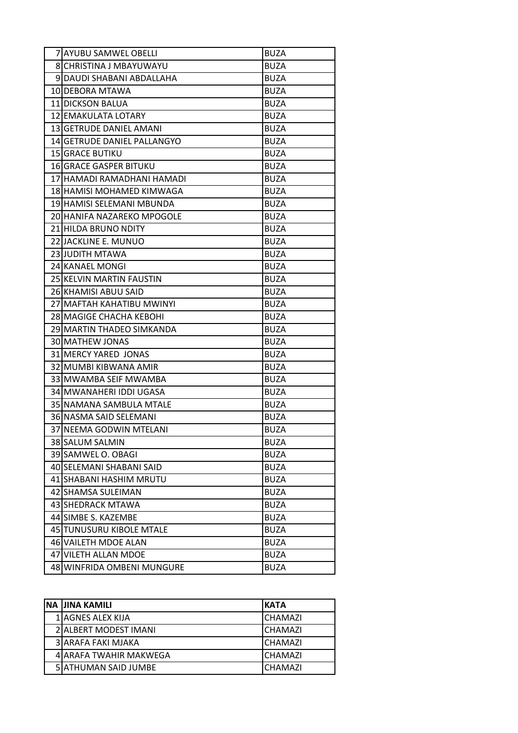| | | |
|---|---|---|
| 7 | AYUBU SAMWEL OBELLI | BUZA |
| 8 | CHRISTINA J MBAYUWAYU | BUZA |
| 9 | DAUDI SHABANI ABDALLAHA | BUZA |
| 10 | DEBORA MTAWA | BUZA |
| 11 | DICKSON BALUA | BUZA |
| 12 | EMAKULATA LOTARY | BUZA |
| 13 | GETRUDE DANIEL AMANI | BUZA |
| 14 | GETRUDE DANIEL PALLANGYO | BUZA |
| 15 | GRACE BUTIKU | BUZA |
| 16 | GRACE GASPER BITUKU | BUZA |
| 17 | HAMADI RAMADHANI HAMADI | BUZA |
| 18 | HAMISI MOHAMED KIMWAGA | BUZA |
| 19 | HAMISI SELEMANI MBUNDA | BUZA |
| 20 | HANIFA NAZAREKO MPOGOLE | BUZA |
| 21 | HILDA BRUNO NDITY | BUZA |
| 22 | JACKLINE E. MUNUO | BUZA |
| 23 | JUDITH MTAWA | BUZA |
| 24 | KANAEL MONGI | BUZA |
| 25 | KELVIN MARTIN FAUSTIN | BUZA |
| 26 | KHAMISI ABUU SAID | BUZA |
| 27 | MAFTAH KAHATIBU MWINYI | BUZA |
| 28 | MAGIGE CHACHA KEBOHI | BUZA |
| 29 | MARTIN THADEO SIMKANDA | BUZA |
| 30 | MATHEW JONAS | BUZA |
| 31 | MERCY YARED JONAS | BUZA |
| 32 | MUMBI KIBWANA AMIR | BUZA |
| 33 | MWAMBA SEIF MWAMBA | BUZA |
| 34 | MWANAHERI IDDI UGASA | BUZA |
| 35 | NAMANA SAMBULA MTALE | BUZA |
| 36 | NASMA SAID SELEMANI | BUZA |
| 37 | NEEMA GODWIN MTELANI | BUZA |
| 38 | SALUM SALMIN | BUZA |
| 39 | SAMWEL O. OBAGI | BUZA |
| 40 | SELEMANI SHABANI SAID | BUZA |
| 41 | SHABANI HASHIM MRUTU | BUZA |
| 42 | SHAMSA SULEIMAN | BUZA |
| 43 | SHEDRACK MTAWA | BUZA |
| 44 | SIMBE S. KAZEMBE | BUZA |
| 45 | TUNUSURU KIBOLE MTALE | BUZA |
| 46 | VAILETH MDOE ALAN | BUZA |
| 47 | VILETH ALLAN MDOE | BUZA |
| 48 | WINFRIDA OMBENI MUNGURE | BUZA |

| NA | JINA KAMILI | KATA |
|---|---|---|
| 1 | AGNES ALEX KIJA | CHAMAZI |
| 2 | ALBERT MODEST IMANI | CHAMAZI |
| 3 | ARAFA FAKI MJAKA | CHAMAZI |
| 4 | ARAFA TWAHIR MAKWEGA | CHAMAZI |
| 5 | ATHUMAN SAID JUMBE | CHAMAZI |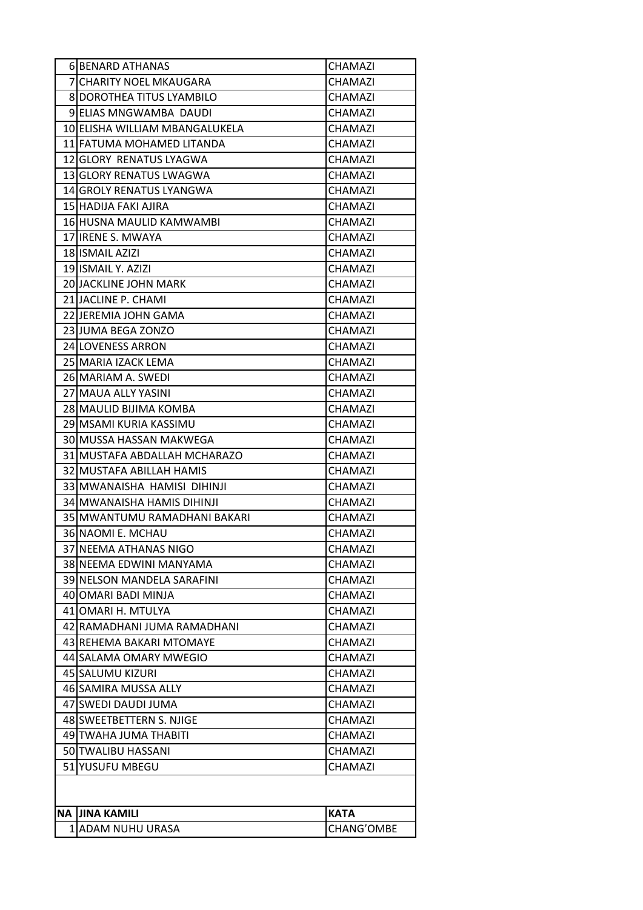| | | |
|---|---|---|
| 6 | BENARD ATHANAS | CHAMAZI |
| 7 | CHARITY NOEL MKAUGARA | CHAMAZI |
| 8 | DOROTHEA TITUS LYAMBILO | CHAMAZI |
| 9 | ELIAS MNGWAMBA DAUDI | CHAMAZI |
| 10 | ELISHA WILLIAM MBANGALUKELA | CHAMAZI |
| 11 | FATUMA MOHAMED LITANDA | CHAMAZI |
| 12 | GLORY RENATUS LYAGWA | CHAMAZI |
| 13 | GLORY RENATUS LWAGWA | CHAMAZI |
| 14 | GROLY RENATUS LYANGWA | CHAMAZI |
| 15 | HADIJA FAKI AJIRA | CHAMAZI |
| 16 | HUSNA MAULID KAMWAMBI | CHAMAZI |
| 17 | IRENE S. MWAYA | CHAMAZI |
| 18 | ISMAIL AZIZI | CHAMAZI |
| 19 | ISMAIL Y. AZIZI | CHAMAZI |
| 20 | JACKLINE JOHN MARK | CHAMAZI |
| 21 | JACLINE P. CHAMI | CHAMAZI |
| 22 | JEREMIA JOHN GAMA | CHAMAZI |
| 23 | JUMA BEGA ZONZO | CHAMAZI |
| 24 | LOVENESS ARRON | CHAMAZI |
| 25 | MARIA IZACK LEMA | CHAMAZI |
| 26 | MARIAM A. SWEDI | CHAMAZI |
| 27 | MAUA ALLY YASINI | CHAMAZI |
| 28 | MAULID BIJIMA KOMBA | CHAMAZI |
| 29 | MSAMI KURIA KASSIMU | CHAMAZI |
| 30 | MUSSA HASSAN MAKWEGA | CHAMAZI |
| 31 | MUSTAFA ABDALLAH MCHARAZO | CHAMAZI |
| 32 | MUSTAFA ABILLAH HAMIS | CHAMAZI |
| 33 | MWANAISHA HAMISI DIHINJI | CHAMAZI |
| 34 | MWANAISHA HAMIS DIHINJI | CHAMAZI |
| 35 | MWANTUMU RAMADHANI BAKARI | CHAMAZI |
| 36 | NAOMI E. MCHAU | CHAMAZI |
| 37 | NEEMA ATHANAS NIGO | CHAMAZI |
| 38 | NEEMA EDWINI MANYAMA | CHAMAZI |
| 39 | NELSON MANDELA SARAFINI | CHAMAZI |
| 40 | OMARI BADI MINJA | CHAMAZI |
| 41 | OMARI H. MTULYA | CHAMAZI |
| 42 | RAMADHANI JUMA RAMADHANI | CHAMAZI |
| 43 | REHEMA BAKARI MTOMAYE | CHAMAZI |
| 44 | SALAMA OMARY MWEGIO | CHAMAZI |
| 45 | SALUMU KIZURI | CHAMAZI |
| 46 | SAMIRA MUSSA ALLY | CHAMAZI |
| 47 | SWEDI DAUDI JUMA | CHAMAZI |
| 48 | SWEETBETTERN S. NJIGE | CHAMAZI |
| 49 | TWAHA JUMA THABITI | CHAMAZI |
| 50 | TWALIBU HASSANI | CHAMAZI |
| 51 | YUSUFU MBEGU | CHAMAZI |

| NA | JINA KAMILI | KATA |
|---|---|---|
| 1 | ADAM NUHU URASA | CHANG'OMBE |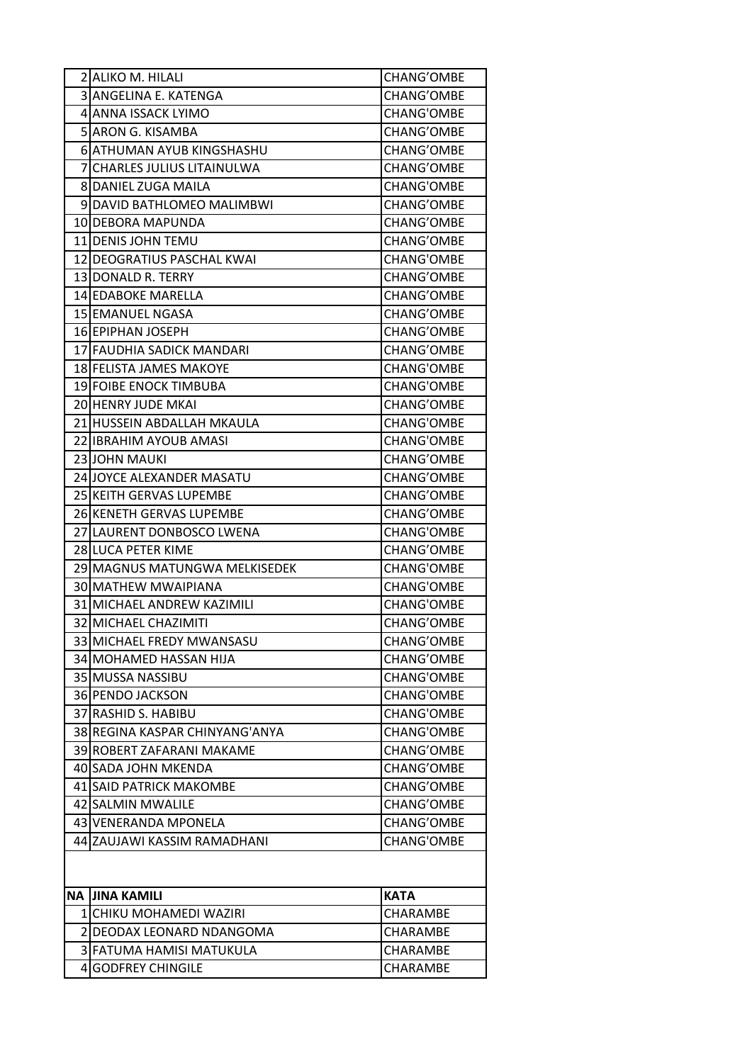| | | |
|---|---|---|
| 2 | ALIKO M. HILALI | CHANG'OMBE |
| 3 | ANGELINA E. KATENGA | CHANG'OMBE |
| 4 | ANNA ISSACK LYIMO | CHANG'OMBE |
| 5 | ARON G. KISAMBA | CHANG'OMBE |
| 6 | ATHUMAN AYUB KINGSHASHU | CHANG'OMBE |
| 7 | CHARLES JULIUS LITAINULWA | CHANG'OMBE |
| 8 | DANIEL ZUGA MAILA | CHANG'OMBE |
| 9 | DAVID BATHLOMEO MALIMBWI | CHANG'OMBE |
| 10 | DEBORA MAPUNDA | CHANG'OMBE |
| 11 | DENIS JOHN TEMU | CHANG'OMBE |
| 12 | DEOGRATIUS PASCHAL KWAI | CHANG'OMBE |
| 13 | DONALD R. TERRY | CHANG'OMBE |
| 14 | EDABOKE MARELLA | CHANG'OMBE |
| 15 | EMANUEL NGASA | CHANG'OMBE |
| 16 | EPIPHAN JOSEPH | CHANG'OMBE |
| 17 | FAUDHIA SADICK MANDARI | CHANG'OMBE |
| 18 | FELISTA JAMES MAKOYE | CHANG'OMBE |
| 19 | FOIBE ENOCK TIMBUBA | CHANG'OMBE |
| 20 | HENRY JUDE MKAI | CHANG'OMBE |
| 21 | HUSSEIN ABDALLAH MKAULA | CHANG'OMBE |
| 22 | IBRAHIM AYOUB AMASI | CHANG'OMBE |
| 23 | JOHN MAUKI | CHANG'OMBE |
| 24 | JOYCE ALEXANDER MASATU | CHANG'OMBE |
| 25 | KEITH GERVAS LUPEMBE | CHANG'OMBE |
| 26 | KENETH GERVAS LUPEMBE | CHANG'OMBE |
| 27 | LAURENT DONBOSCO LWENA | CHANG'OMBE |
| 28 | LUCA PETER KIME | CHANG'OMBE |
| 29 | MAGNUS MATUNGWA MELKISEDEK | CHANG'OMBE |
| 30 | MATHEW MWAIPIANA | CHANG'OMBE |
| 31 | MICHAEL ANDREW KAZIMILI | CHANG'OMBE |
| 32 | MICHAEL CHAZIMITI | CHANG'OMBE |
| 33 | MICHAEL FREDY MWANSASU | CHANG'OMBE |
| 34 | MOHAMED HASSAN HIJA | CHANG'OMBE |
| 35 | MUSSA NASSIBU | CHANG'OMBE |
| 36 | PENDO JACKSON | CHANG'OMBE |
| 37 | RASHID S. HABIBU | CHANG'OMBE |
| 38 | REGINA KASPAR CHINYANG'ANYA | CHANG'OMBE |
| 39 | ROBERT ZAFARANI MAKAME | CHANG'OMBE |
| 40 | SADA JOHN MKENDA | CHANG'OMBE |
| 41 | SAID PATRICK MAKOMBE | CHANG'OMBE |
| 42 | SALMIN MWALILE | CHANG'OMBE |
| 43 | VENERANDA MPONELA | CHANG'OMBE |
| 44 | ZAUJAWI KASSIM RAMADHANI | CHANG'OMBE |

| NA | JINA KAMILI | KATA |
|---|---|---|
| 1 | CHIKU MOHAMEDI WAZIRI | CHARAMBE |
| 2 | DEODAX LEONARD NDANGOMA | CHARAMBE |
| 3 | FATUMA HAMISI MATUKULA | CHARAMBE |
| 4 | GODFREY CHINGILE | CHARAMBE |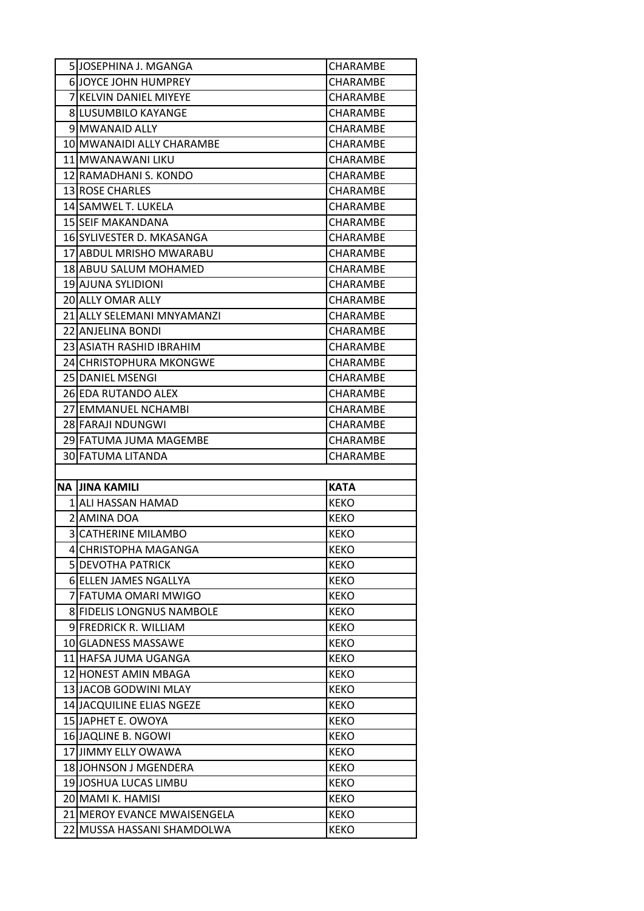| | | |
|---|---|---|
| 5 | JOSEPHINA J. MGANGA | CHARAMBE |
| 6 | JOYCE JOHN HUMPREY | CHARAMBE |
| 7 | KELVIN DANIEL MIYEYE | CHARAMBE |
| 8 | LUSUMBILO KAYANGE | CHARAMBE |
| 9 | MWANAID ALLY | CHARAMBE |
| 10 | MWANAIDI ALLY CHARAMBE | CHARAMBE |
| 11 | MWANAWANI LIKU | CHARAMBE |
| 12 | RAMADHANI S. KONDO | CHARAMBE |
| 13 | ROSE CHARLES | CHARAMBE |
| 14 | SAMWEL T. LUKELA | CHARAMBE |
| 15 | SEIF MAKANDANA | CHARAMBE |
| 16 | SYLIVESTER D. MKASANGA | CHARAMBE |
| 17 | ABDUL MRISHO MWARABU | CHARAMBE |
| 18 | ABUU SALUM MOHAMED | CHARAMBE |
| 19 | AJUNA SYLIDIONI | CHARAMBE |
| 20 | ALLY OMAR ALLY | CHARAMBE |
| 21 | ALLY SELEMANI MNYAMANZI | CHARAMBE |
| 22 | ANJELINA BONDI | CHARAMBE |
| 23 | ASIATH RASHID IBRAHIM | CHARAMBE |
| 24 | CHRISTOPHURA MKONGWE | CHARAMBE |
| 25 | DANIEL MSENGI | CHARAMBE |
| 26 | EDA RUTANDO ALEX | CHARAMBE |
| 27 | EMMANUEL NCHAMBI | CHARAMBE |
| 28 | FARAJI NDUNGWI | CHARAMBE |
| 29 | FATUMA JUMA MAGEMBE | CHARAMBE |
| 30 | FATUMA LITANDA | CHARAMBE |

| **NA** | **JINA KAMILI** | **KATA** |
|---|---|---|
| 1 | ALI HASSAN HAMAD | KEKO |
| 2 | AMINA DOA | KEKO |
| 3 | CATHERINE MILAMBO | KEKO |
| 4 | CHRISTOPHA MAGANGA | KEKO |
| 5 | DEVOTHA PATRICK | KEKO |
| 6 | ELLEN JAMES NGALLYA | KEKO |
| 7 | FATUMA OMARI MWIGO | KEKO |
| 8 | FIDELIS LONGNUS NAMBOLE | KEKO |
| 9 | FREDRICK R. WILLIAM | KEKO |
| 10 | GLADNESS MASSAWE | KEKO |
| 11 | HAFSA JUMA UGANGA | KEKO |
| 12 | HONEST AMIN MBAGA | KEKO |
| 13 | JACOB GODWINI MLAY | KEKO |
| 14 | JACQUILINE ELIAS NGEZE | KEKO |
| 15 | JAPHET E. OWOYA | KEKO |
| 16 | JAQLINE B. NGOWI | KEKO |
| 17 | JIMMY ELLY OWAWA | KEKO |
| 18 | JOHNSON J MGENDERA | KEKO |
| 19 | JOSHUA LUCAS LIMBU | KEKO |
| 20 | MAMI K. HAMISI | KEKO |
| 21 | MEROY EVANCE MWAISENGELA | KEKO |
| 22 | MUSSA HASSANI SHAMDOLWA | KEKO |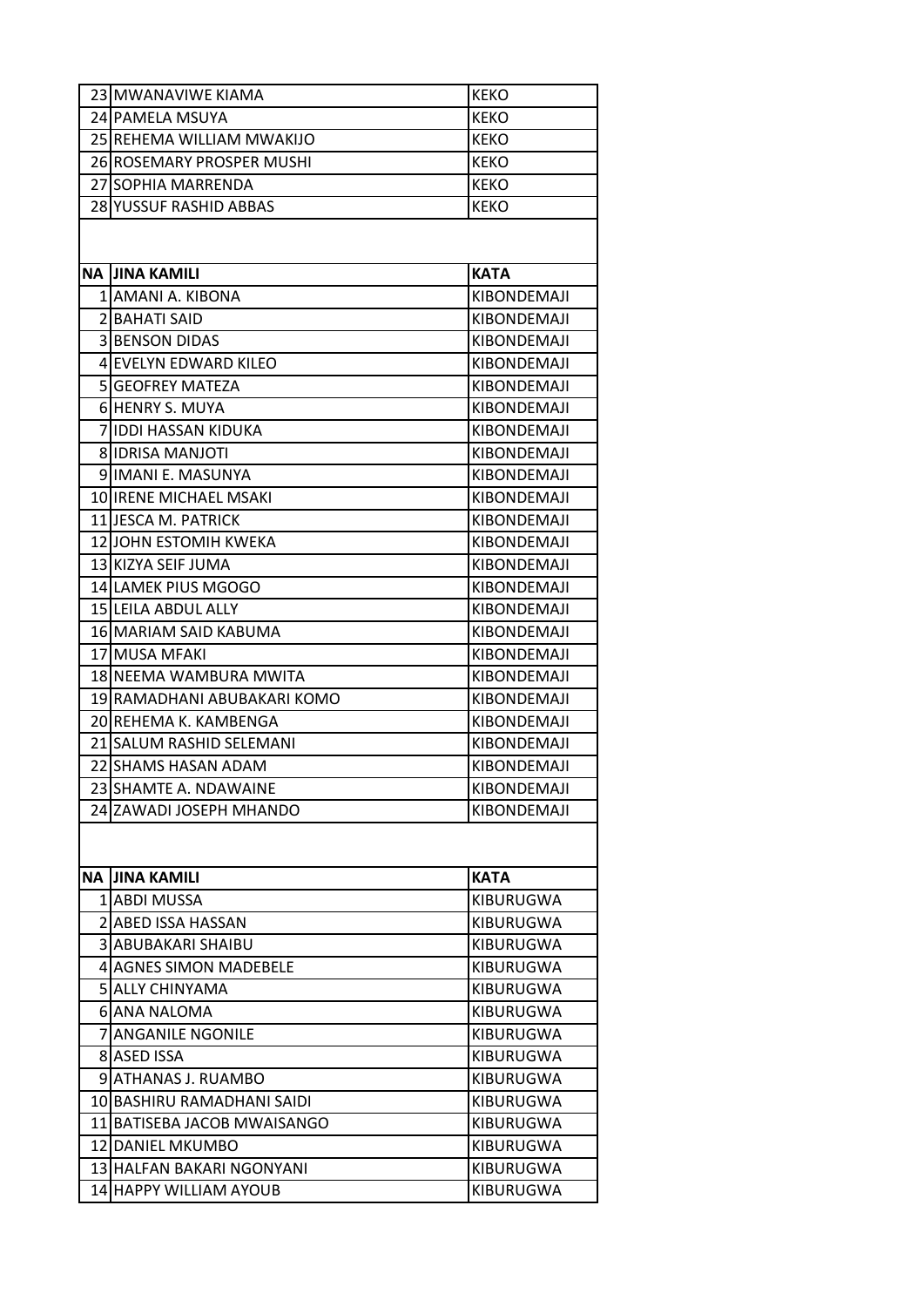| | | |
|---|---|---|
| 23 | MWANAVIWE KIAMA | KEKO |
| 24 | PAMELA MSUYA | KEKO |
| 25 | REHEMA WILLIAM MWAKIJO | KEKO |
| 26 | ROSEMARY PROSPER MUSHI | KEKO |
| 27 | SOPHIA MARRENDA | KEKO |
| 28 | YUSSUF RASHID ABBAS | KEKO |

| NA | JINA KAMILI | KATA |
|---|---|---|
| 1 | AMANI A. KIBONA | KIBONDEMAJI |
| 2 | BAHATI SAID | KIBONDEMAJI |
| 3 | BENSON DIDAS | KIBONDEMAJI |
| 4 | EVELYN EDWARD KILEO | KIBONDEMAJI |
| 5 | GEOFREY MATEZA | KIBONDEMAJI |
| 6 | HENRY S. MUYA | KIBONDEMAJI |
| 7 | IDDI HASSAN KIDUKA | KIBONDEMAJI |
| 8 | IDRISA MANJOTI | KIBONDEMAJI |
| 9 | IMANI E. MASUNYA | KIBONDEMAJI |
| 10 | IRENE MICHAEL MSAKI | KIBONDEMAJI |
| 11 | JESCA M. PATRICK | KIBONDEMAJI |
| 12 | JOHN ESTOMIH KWEKA | KIBONDEMAJI |
| 13 | KIZYA SEIF JUMA | KIBONDEMAJI |
| 14 | LAMEK PIUS MGOGO | KIBONDEMAJI |
| 15 | LEILA ABDUL ALLY | KIBONDEMAJI |
| 16 | MARIAM SAID KABUMA | KIBONDEMAJI |
| 17 | MUSA MFAKI | KIBONDEMAJI |
| 18 | NEEMA WAMBURA MWITA | KIBONDEMAJI |
| 19 | RAMADHANI ABUBAKARI KOMO | KIBONDEMAJI |
| 20 | REHEMA K. KAMBENGA | KIBONDEMAJI |
| 21 | SALUM RASHID SELEMANI | KIBONDEMAJI |
| 22 | SHAMS HASAN ADAM | KIBONDEMAJI |
| 23 | SHAMTE A. NDAWAINE | KIBONDEMAJI |
| 24 | ZAWADI JOSEPH MHANDO | KIBONDEMAJI |

| NA | JINA KAMILI | KATA |
|---|---|---|
| 1 | ABDI MUSSA | KIBURUGWA |
| 2 | ABED ISSA HASSAN | KIBURUGWA |
| 3 | ABUBAKARI SHAIBU | KIBURUGWA |
| 4 | AGNES SIMON MADEBELE | KIBURUGWA |
| 5 | ALLY CHINYAMA | KIBURUGWA |
| 6 | ANA NALOMA | KIBURUGWA |
| 7 | ANGANILE NGONILE | KIBURUGWA |
| 8 | ASED ISSA | KIBURUGWA |
| 9 | ATHANAS J. RUAMBO | KIBURUGWA |
| 10 | BASHIRU RAMADHANI SAIDI | KIBURUGWA |
| 11 | BATISEBA JACOB MWAISANGO | KIBURUGWA |
| 12 | DANIEL MKUMBO | KIBURUGWA |
| 13 | HALFAN BAKARI NGONYANI | KIBURUGWA |
| 14 | HAPPY WILLIAM AYOUB | KIBURUGWA |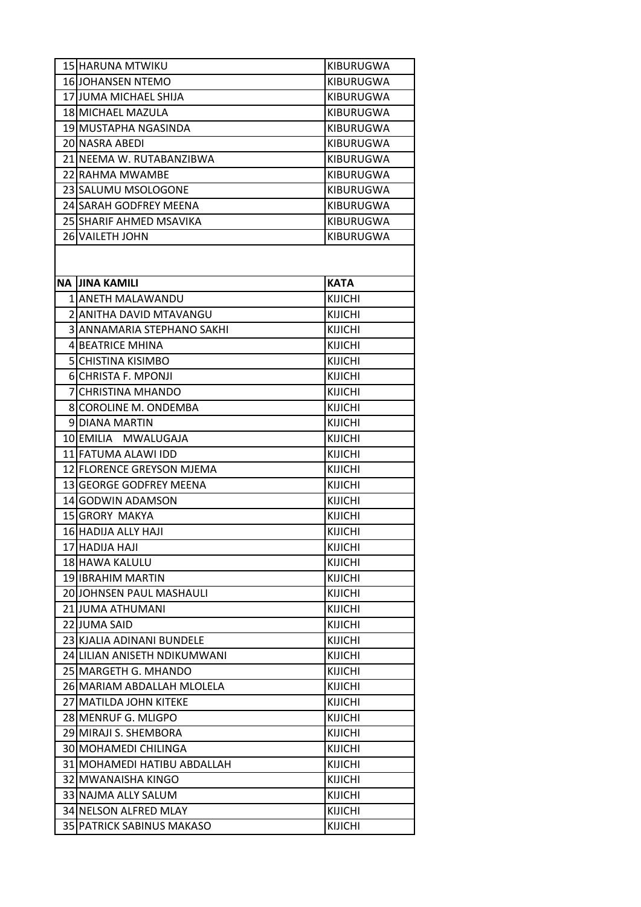| | | |
|---|---|---|
| 15 | HARUNA MTWIKU | KIBURUGWA |
| 16 | JOHANSEN NTEMO | KIBURUGWA |
| 17 | JUMA MICHAEL SHIJA | KIBURUGWA |
| 18 | MICHAEL MAZULA | KIBURUGWA |
| 19 | MUSTAPHA NGASINDA | KIBURUGWA |
| 20 | NASRA ABEDI | KIBURUGWA |
| 21 | NEEMA W. RUTABANZIBWA | KIBURUGWA |
| 22 | RAHMA MWAMBE | KIBURUGWA |
| 23 | SALUMU MSOLOGONE | KIBURUGWA |
| 24 | SARAH GODFREY MEENA | KIBURUGWA |
| 25 | SHARIF AHMED MSAVIKA | KIBURUGWA |
| 26 | VAILETH JOHN | KIBURUGWA |

| NA | JINA KAMILI | KATA |
|---|---|---|
| 1 | ANETH MALAWANDU | KIJICHI |
| 2 | ANITHA DAVID MTAVANGU | KIJICHI |
| 3 | ANNAMARIA STEPHANO SAKHI | KIJICHI |
| 4 | BEATRICE MHINA | KIJICHI |
| 5 | CHISTINA KISIMBO | KIJICHI |
| 6 | CHRISTA F. MPONJI | KIJICHI |
| 7 | CHRISTINA MHANDO | KIJICHI |
| 8 | COROLINE M. ONDEMBA | KIJICHI |
| 9 | DIANA MARTIN | KIJICHI |
| 10 | EMILIA MWALUGAJA | KIJICHI |
| 11 | FATUMA ALAWI IDD | KIJICHI |
| 12 | FLORENCE GREYSON MJEMA | KIJICHI |
| 13 | GEORGE GODFREY MEENA | KIJICHI |
| 14 | GODWIN ADAMSON | KIJICHI |
| 15 | GRORY MAKYA | KIJICHI |
| 16 | HADIJA ALLY HAJI | KIJICHI |
| 17 | HADIJA HAJI | KIJICHI |
| 18 | HAWA KALULU | KIJICHI |
| 19 | IBRAHIM MARTIN | KIJICHI |
| 20 | JOHNSEN PAUL MASHAULI | KIJICHI |
| 21 | JUMA ATHUMANI | KIJICHI |
| 22 | JUMA SAID | KIJICHI |
| 23 | KJALIA ADINANI BUNDELE | KIJICHI |
| 24 | LILIAN ANISETH NDIKUMWANI | KIJICHI |
| 25 | MARGETH G. MHANDO | KIJICHI |
| 26 | MARIAM ABDALLAH MLOLELA | KIJICHI |
| 27 | MATILDA JOHN KITEKE | KIJICHI |
| 28 | MENRUF G. MLIGPO | KIJICHI |
| 29 | MIRAJI S. SHEMBORA | KIJICHI |
| 30 | MOHAMEDI CHILINGA | KIJICHI |
| 31 | MOHAMEDI HATIBU ABDALLAH | KIJICHI |
| 32 | MWANAISHA KINGO | KIJICHI |
| 33 | NAJMA ALLY SALUM | KIJICHI |
| 34 | NELSON ALFRED MLAY | KIJICHI |
| 35 | PATRICK SABINUS MAKASO | KIJICHI |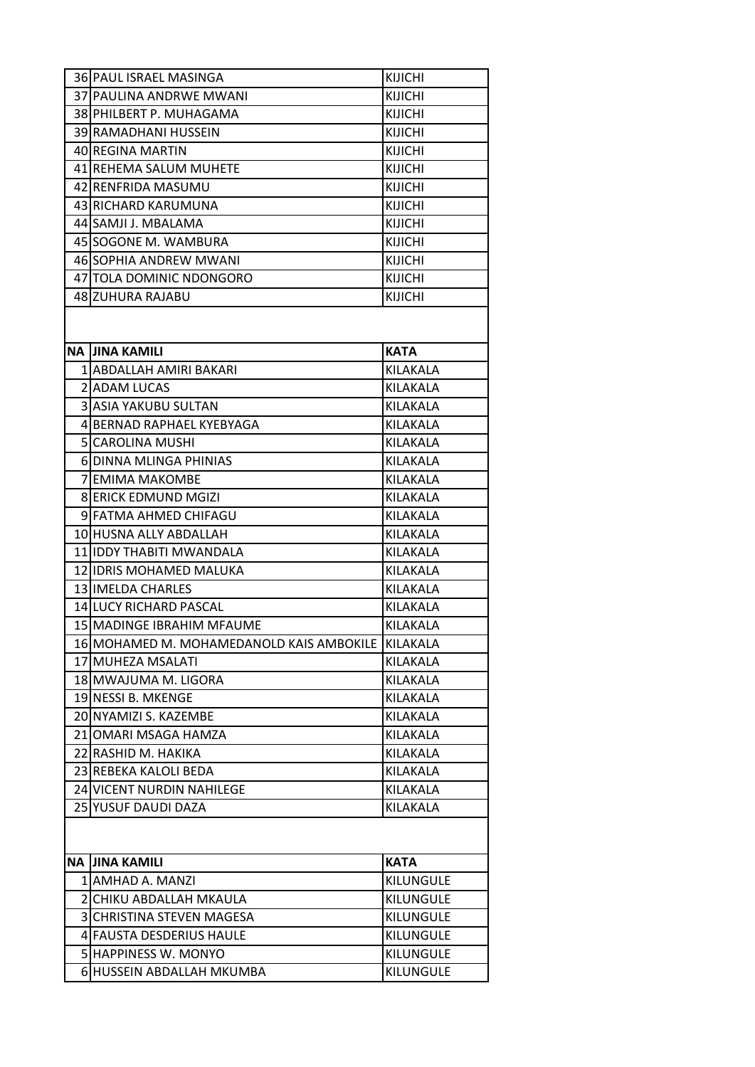| NA | JINA KAMILI | KATA |
|---|---|---|
| 36 | PAUL ISRAEL MASINGA | KIJICHI |
| 37 | PAULINA ANDRWE MWANI | KIJICHI |
| 38 | PHILBERT P. MUHAGAMA | KIJICHI |
| 39 | RAMADHANI HUSSEIN | KIJICHI |
| 40 | REGINA MARTIN | KIJICHI |
| 41 | REHEMA SALUM MUHETE | KIJICHI |
| 42 | RENFRIDA MASUMU | KIJICHI |
| 43 | RICHARD KARUMUNA | KIJICHI |
| 44 | SAMJI J. MBALAMA | KIJICHI |
| 45 | SOGONE M. WAMBURA | KIJICHI |
| 46 | SOPHIA ANDREW MWANI | KIJICHI |
| 47 | TOLA DOMINIC NDONGORO | KIJICHI |
| 48 | ZUHURA RAJABU | KIJICHI |

| NA | JINA KAMILI | KATA |
|---|---|---|
| 1 | ABDALLAH AMIRI BAKARI | KILAKALA |
| 2 | ADAM LUCAS | KILAKALA |
| 3 | ASIA YAKUBU SULTAN | KILAKALA |
| 4 | BERNAD RAPHAEL KYEBYAGA | KILAKALA |
| 5 | CAROLINA MUSHI | KILAKALA |
| 6 | DINNA MLINGA PHINIAS | KILAKALA |
| 7 | EMIMA MAKOMBE | KILAKALA |
| 8 | ERICK EDMUND MGIZI | KILAKALA |
| 9 | FATMA AHMED CHIFAGU | KILAKALA |
| 10 | HUSNA ALLY ABDALLAH | KILAKALA |
| 11 | IDDY THABITI MWANDALA | KILAKALA |
| 12 | IDRIS MOHAMED MALUKA | KILAKALA |
| 13 | IMELDA CHARLES | KILAKALA |
| 14 | LUCY RICHARD PASCAL | KILAKALA |
| 15 | MADINGE IBRAHIM MFAUME | KILAKALA |
| 16 | MOHAMED M. MOHAMEDANOLD KAIS AMBOKILE | KILAKALA |
| 17 | MUHEZA MSALATI | KILAKALA |
| 18 | MWAJUMA M. LIGORA | KILAKALA |
| 19 | NESSI B. MKENGE | KILAKALA |
| 20 | NYAMIZI S. KAZEMBE | KILAKALA |
| 21 | OMARI MSAGA HAMZA | KILAKALA |
| 22 | RASHID M. HAKIKA | KILAKALA |
| 23 | REBEKA KALOLI BEDA | KILAKALA |
| 24 | VICENT NURDIN NAHILEGE | KILAKALA |
| 25 | YUSUF DAUDI DAZA | KILAKALA |

| NA | JINA KAMILI | KATA |
|---|---|---|
| 1 | AMHAD A. MANZI | KILUNGULE |
| 2 | CHIKU ABDALLAH MKAULA | KILUNGULE |
| 3 | CHRISTINA STEVEN MAGESA | KILUNGULE |
| 4 | FAUSTA DESDERIUS HAULE | KILUNGULE |
| 5 | HAPPINESS W. MONYO | KILUNGULE |
| 6 | HUSSEIN ABDALLAH MKUMBA | KILUNGULE |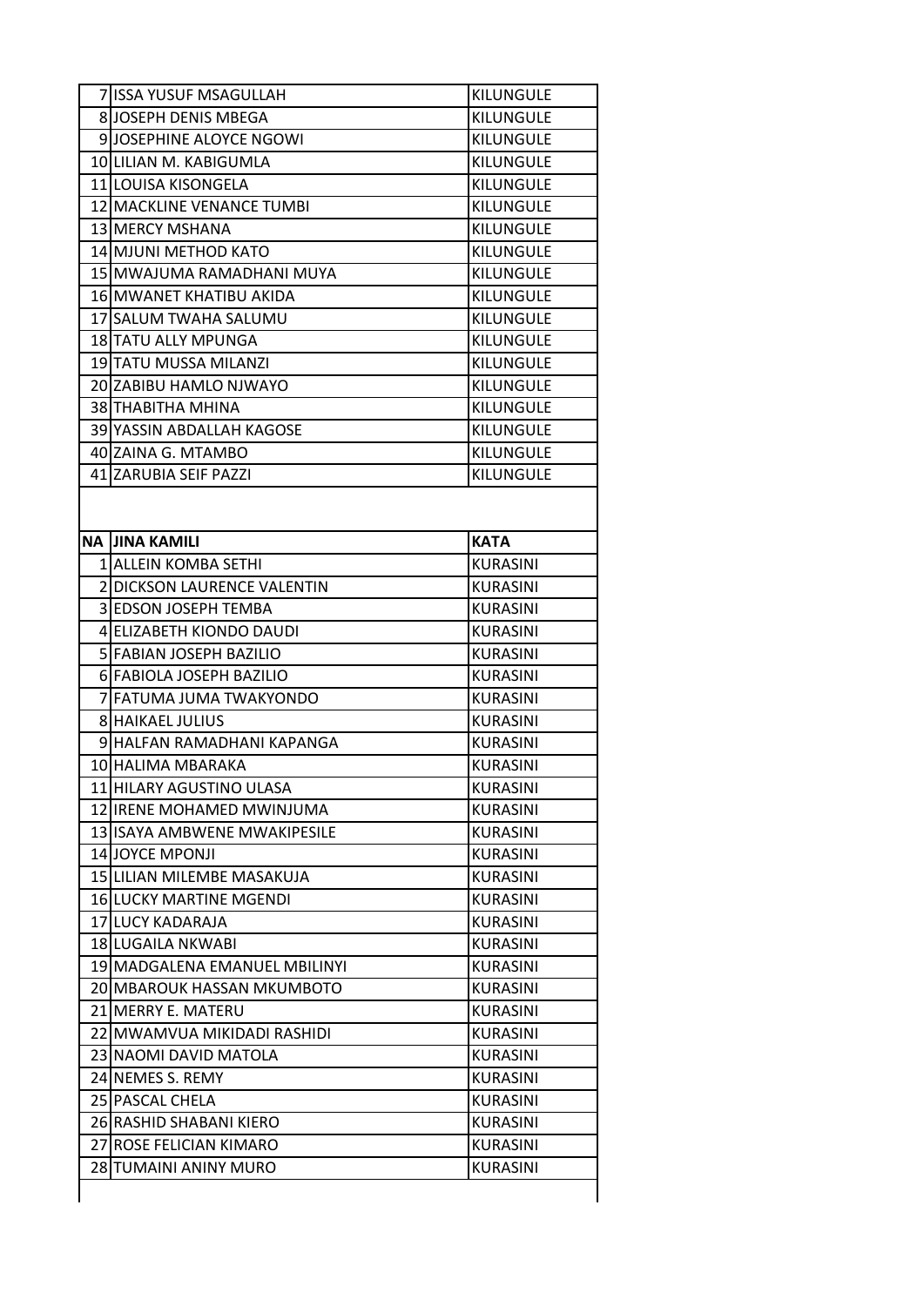| | | |
|---|---|---|
| 7 | ISSA YUSUF MSAGULLAH | KILUNGULE |
| 8 | JOSEPH DENIS MBEGA | KILUNGULE |
| 9 | JOSEPHINE ALOYCE NGOWI | KILUNGULE |
| 10 | LILIAN M. KABIGUMLA | KILUNGULE |
| 11 | LOUISA KISONGELA | KILUNGULE |
| 12 | MACKLINE VENANCE TUMBI | KILUNGULE |
| 13 | MERCY MSHANA | KILUNGULE |
| 14 | MJUNI METHOD KATO | KILUNGULE |
| 15 | MWAJUMA RAMADHANI MUYA | KILUNGULE |
| 16 | MWANET KHATIBU AKIDA | KILUNGULE |
| 17 | SALUM TWAHA SALUMU | KILUNGULE |
| 18 | TATU ALLY MPUNGA | KILUNGULE |
| 19 | TATU MUSSA MILANZI | KILUNGULE |
| 20 | ZABIBU HAMLO NJWAYO | KILUNGULE |
| 38 | THABITHA MHINA | KILUNGULE |
| 39 | YASSIN ABDALLAH KAGOSE | KILUNGULE |
| 40 | ZAINA G. MTAMBO | KILUNGULE |
| 41 | ZARUBIA SEIF PAZZI | KILUNGULE |

| NA | JINA KAMILI | KATA |
|---|---|---|
| 1 | ALLEIN KOMBA SETHI | KURASINI |
| 2 | DICKSON LAURENCE VALENTIN | KURASINI |
| 3 | EDSON JOSEPH TEMBA | KURASINI |
| 4 | ELIZABETH KIONDO DAUDI | KURASINI |
| 5 | FABIAN JOSEPH BAZILIO | KURASINI |
| 6 | FABIOLA JOSEPH BAZILIO | KURASINI |
| 7 | FATUMA JUMA TWAKYONDO | KURASINI |
| 8 | HAIKAEL JULIUS | KURASINI |
| 9 | HALFAN RAMADHANI KAPANGA | KURASINI |
| 10 | HALIMA MBARAKA | KURASINI |
| 11 | HILARY AGUSTINO ULASA | KURASINI |
| 12 | IRENE MOHAMED MWINJUMA | KURASINI |
| 13 | ISAYA AMBWENE MWAKIPESILE | KURASINI |
| 14 | JOYCE MPONJI | KURASINI |
| 15 | LILIAN MILEMBE MASAKUJA | KURASINI |
| 16 | LUCKY MARTINE MGENDI | KURASINI |
| 17 | LUCY KADARAJA | KURASINI |
| 18 | LUGAILA NKWABI | KURASINI |
| 19 | MADGALENA EMANUEL MBILINYI | KURASINI |
| 20 | MBAROUK HASSAN MKUMBOTO | KURASINI |
| 21 | MERRY E. MATERU | KURASINI |
| 22 | MWAMVUA MIKIDADI RASHIDI | KURASINI |
| 23 | NAOMI DAVID MATOLA | KURASINI |
| 24 | NEMES S. REMY | KURASINI |
| 25 | PASCAL CHELA | KURASINI |
| 26 | RASHID SHABANI KIERO | KURASINI |
| 27 | ROSE FELICIAN KIMARO | KURASINI |
| 28 | TUMAINI ANINY MURO | KURASINI |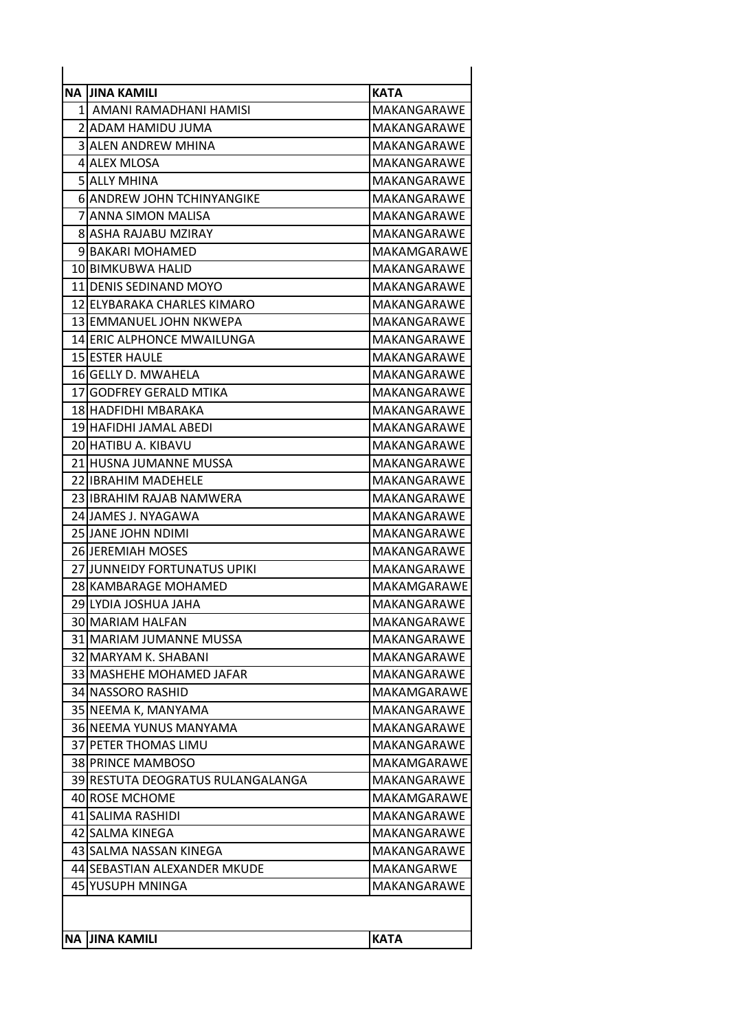| NA | JINA KAMILI | KATA |
|---|---|---|
| 1 | AMANI RAMADHANI HAMISI | MAKANGARAWE |
| 2 | ADAM HAMIDU JUMA | MAKANGARAWE |
| 3 | ALEN ANDREW MHINA | MAKANGARAWE |
| 4 | ALEX MLOSA | MAKANGARAWE |
| 5 | ALLY MHINA | MAKANGARAWE |
| 6 | ANDREW JOHN TCHINYANGIKE | MAKANGARAWE |
| 7 | ANNA SIMON MALISA | MAKANGARAWE |
| 8 | ASHA RAJABU MZIRAY | MAKANGARAWE |
| 9 | BAKARI MOHAMED | MAKAMGARAWE |
| 10 | BIMKUBWA HALID | MAKANGARAWE |
| 11 | DENIS SEDINAND MOYO | MAKANGARAWE |
| 12 | ELYBARAKA CHARLES KIMARO | MAKANGARAWE |
| 13 | EMMANUEL JOHN NKWEPA | MAKANGARAWE |
| 14 | ERIC ALPHONCE MWAILUNGA | MAKANGARAWE |
| 15 | ESTER HAULE | MAKANGARAWE |
| 16 | GELLY D. MWAHELA | MAKANGARAWE |
| 17 | GODFREY GERALD MTIKA | MAKANGARAWE |
| 18 | HADFIDHI MBARAKA | MAKANGARAWE |
| 19 | HAFIDHI JAMAL ABEDI | MAKANGARAWE |
| 20 | HATIBU A. KIBAVU | MAKANGARAWE |
| 21 | HUSNA JUMANNE MUSSA | MAKANGARAWE |
| 22 | IBRAHIM MADEHELE | MAKANGARAWE |
| 23 | IBRAHIM RAJAB NAMWERA | MAKANGARAWE |
| 24 | JAMES J. NYAGAWA | MAKANGARAWE |
| 25 | JANE JOHN NDIMI | MAKANGARAWE |
| 26 | JEREMIAH MOSES | MAKANGARAWE |
| 27 | JUNNEIDY FORTUNATUS UPIKI | MAKANGARAWE |
| 28 | KAMBARAGE MOHAMED | MAKAMGARAWE |
| 29 | LYDIA JOSHUA JAHA | MAKANGARAWE |
| 30 | MARIAM HALFAN | MAKANGARAWE |
| 31 | MARIAM JUMANNE MUSSA | MAKANGARAWE |
| 32 | MARYAM K. SHABANI | MAKANGARAWE |
| 33 | MASHEHE MOHAMED JAFAR | MAKANGARAWE |
| 34 | NASSORO RASHID | MAKAMGARAWE |
| 35 | NEEMA K, MANYAMA | MAKANGARAWE |
| 36 | NEEMA YUNUS MANYAMA | MAKANGARAWE |
| 37 | PETER THOMAS LIMU | MAKANGARAWE |
| 38 | PRINCE MAMBOSO | MAKAMGARAWE |
| 39 | RESTUTA DEOGRATUS RULANGALANGA | MAKANGARAWE |
| 40 | ROSE MCHOME | MAKAMGARAWE |
| 41 | SALIMA RASHIDI | MAKANGARAWE |
| 42 | SALMA KINEGA | MAKANGARAWE |
| 43 | SALMA NASSAN KINEGA | MAKANGARAWE |
| 44 | SEBASTIAN ALEXANDER MKUDE | MAKANGARWE |
| 45 | YUSUPH MNINGA | MAKANGARAWE |

| NA | JINA KAMILI | KATA |
|---|---|---|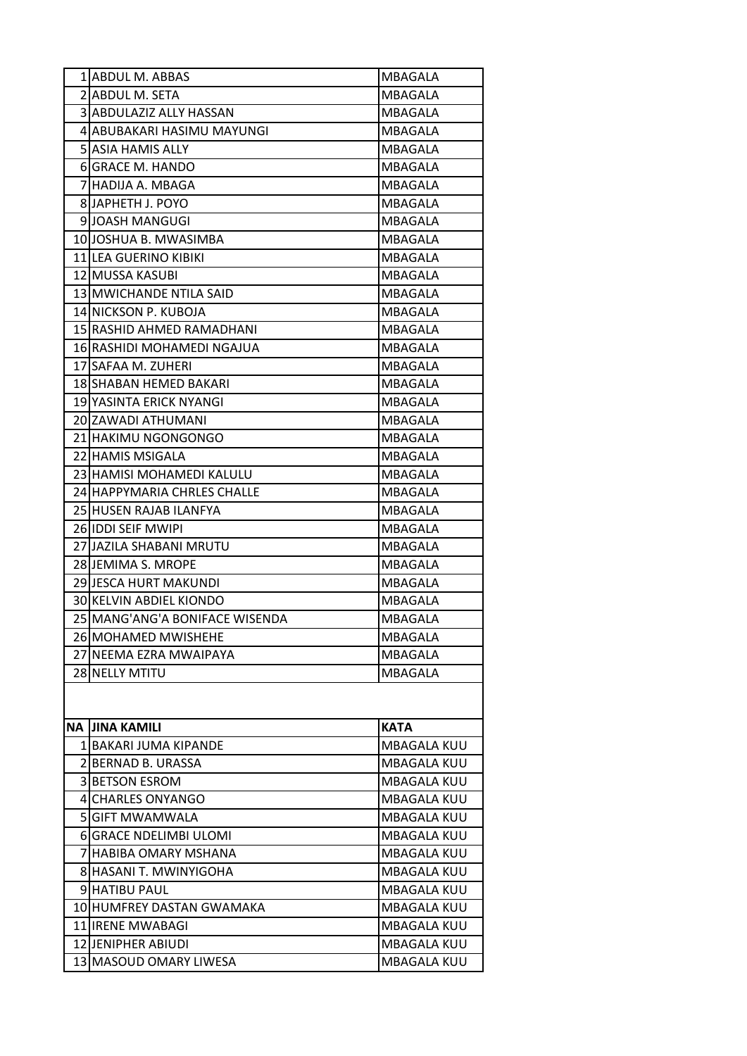| | | |
|---|---|---|
| 1 | ABDUL M. ABBAS | MBAGALA |
| 2 | ABDUL M. SETA | MBAGALA |
| 3 | ABDULAZIZ ALLY HASSAN | MBAGALA |
| 4 | ABUBAKARI HASIMU MAYUNGI | MBAGALA |
| 5 | ASIA HAMIS ALLY | MBAGALA |
| 6 | GRACE M. HANDO | MBAGALA |
| 7 | HADIJA A. MBAGA | MBAGALA |
| 8 | JAPHETH J. POYO | MBAGALA |
| 9 | JOASH MANGUGI | MBAGALA |
| 10 | JOSHUA B. MWASIMBA | MBAGALA |
| 11 | LEA GUERINO KIBIKI | MBAGALA |
| 12 | MUSSA KASUBI | MBAGALA |
| 13 | MWICHANDE NTILA SAID | MBAGALA |
| 14 | NICKSON P. KUBOJA | MBAGALA |
| 15 | RASHID AHMED RAMADHANI | MBAGALA |
| 16 | RASHIDI MOHAMEDI NGAJUA | MBAGALA |
| 17 | SAFAA M. ZUHERI | MBAGALA |
| 18 | SHABAN HEMED BAKARI | MBAGALA |
| 19 | YASINTA ERICK NYANGI | MBAGALA |
| 20 | ZAWADI ATHUMANI | MBAGALA |
| 21 | HAKIMU NGONGONGO | MBAGALA |
| 22 | HAMIS MSIGALA | MBAGALA |
| 23 | HAMISI MOHAMEDI KALULU | MBAGALA |
| 24 | HAPPYMARIA CHRLES CHALLE | MBAGALA |
| 25 | HUSEN RAJAB ILANFYA | MBAGALA |
| 26 | IDDI SEIF MWIPI | MBAGALA |
| 27 | JAZILA SHABANI MRUTU | MBAGALA |
| 28 | JEMIMA S. MROPE | MBAGALA |
| 29 | JESCA HURT MAKUNDI | MBAGALA |
| 30 | KELVIN ABDIEL KIONDO | MBAGALA |
| 25 | MANG'ANG'A BONIFACE WISENDA | MBAGALA |
| 26 | MOHAMED MWISHEHE | MBAGALA |
| 27 | NEEMA EZRA MWAIPAYA | MBAGALA |
| 28 | NELLY MTITU | MBAGALA |

| NA | JINA KAMILI | KATA |
|---|---|---|
| 1 | BAKARI JUMA KIPANDE | MBAGALA KUU |
| 2 | BERNAD B. URASSA | MBAGALA KUU |
| 3 | BETSON ESROM | MBAGALA KUU |
| 4 | CHARLES ONYANGO | MBAGALA KUU |
| 5 | GIFT MWAMWALA | MBAGALA KUU |
| 6 | GRACE NDELIMBI ULOMI | MBAGALA KUU |
| 7 | HABIBA OMARY MSHANA | MBAGALA KUU |
| 8 | HASANI T. MWINYIGOHA | MBAGALA KUU |
| 9 | HATIBU PAUL | MBAGALA KUU |
| 10 | HUMFREY DASTAN GWAMAKA | MBAGALA KUU |
| 11 | IRENE MWABAGI | MBAGALA KUU |
| 12 | JENIPHER ABIUDI | MBAGALA KUU |
| 13 | MASOUD OMARY LIWESA | MBAGALA KUU |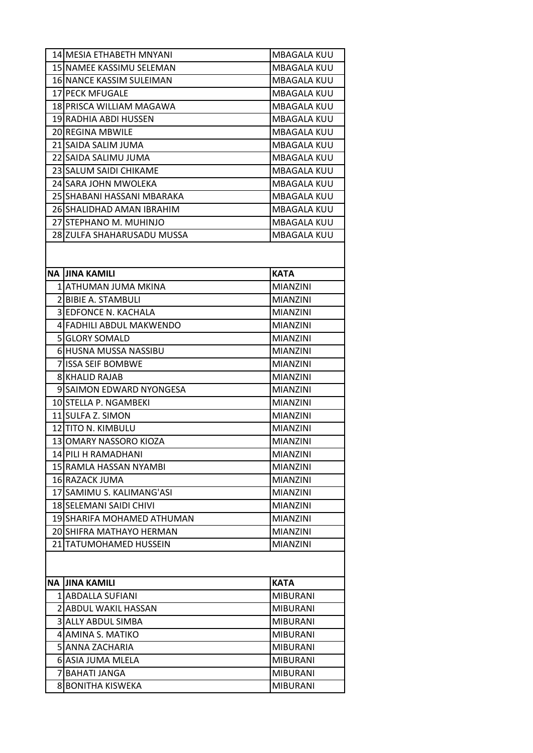| NA | JINA KAMILI | KATA |
|---|---|---|
| 14 | MESIA ETHABETH MNYANI | MBAGALA KUU |
| 15 | NAMEE KASSIMU SELEMAN | MBAGALA KUU |
| 16 | NANCE KASSIM SULEIMAN | MBAGALA KUU |
| 17 | PECK MFUGALE | MBAGALA KUU |
| 18 | PRISCA WILLIAM MAGAWA | MBAGALA KUU |
| 19 | RADHIA ABDI HUSSEN | MBAGALA KUU |
| 20 | REGINA MBWILE | MBAGALA KUU |
| 21 | SAIDA SALIM JUMA | MBAGALA KUU |
| 22 | SAIDA SALIMU JUMA | MBAGALA KUU |
| 23 | SALUM SAIDI CHIKAME | MBAGALA KUU |
| 24 | SARA JOHN MWOLEKA | MBAGALA KUU |
| 25 | SHABANI HASSANI MBARAKA | MBAGALA KUU |
| 26 | SHALIDHAD AMAN IBRAHIM | MBAGALA KUU |
| 27 | STEPHANO M. MUHINJO | MBAGALA KUU |
| 28 | ZULFA SHAHARUSADU MUSSA | MBAGALA KUU |

| NA | JINA KAMILI | KATA |
|---|---|---|
| 1 | ATHUMAN JUMA MKINA | MIANZINI |
| 2 | BIBIE A. STAMBULI | MIANZINI |
| 3 | EDFONCE N. KACHALA | MIANZINI |
| 4 | FADHILI ABDUL MAKWENDO | MIANZINI |
| 5 | GLORY SOMALD | MIANZINI |
| 6 | HUSNA MUSSA NASSIBU | MIANZINI |
| 7 | ISSA SEIF BOMBWE | MIANZINI |
| 8 | KHALID RAJAB | MIANZINI |
| 9 | SAIMON EDWARD NYONGESA | MIANZINI |
| 10 | STELLA P. NGAMBEKI | MIANZINI |
| 11 | SULFA Z. SIMON | MIANZINI |
| 12 | TITO N. KIMBULU | MIANZINI |
| 13 | OMARY NASSORO KIOZA | MIANZINI |
| 14 | PILI H RAMADHANI | MIANZINI |
| 15 | RAMLA HASSAN NYAMBI | MIANZINI |
| 16 | RAZACK JUMA | MIANZINI |
| 17 | SAMIMU S. KALIMANG'ASI | MIANZINI |
| 18 | SELEMANI SAIDI CHIVI | MIANZINI |
| 19 | SHARIFA MOHAMED ATHUMAN | MIANZINI |
| 20 | SHIFRA MATHAYO HERMAN | MIANZINI |
| 21 | TATUMOHAMED HUSSEIN | MIANZINI |

| NA | JINA KAMILI | KATA |
|---|---|---|
| 1 | ABDALLA SUFIANI | MIBURANI |
| 2 | ABDUL WAKIL HASSAN | MIBURANI |
| 3 | ALLY ABDUL SIMBA | MIBURANI |
| 4 | AMINA S. MATIKO | MIBURANI |
| 5 | ANNA ZACHARIA | MIBURANI |
| 6 | ASIA JUMA MLELA | MIBURANI |
| 7 | BAHATI JANGA | MIBURANI |
| 8 | BONITHA KISWEKA | MIBURANI |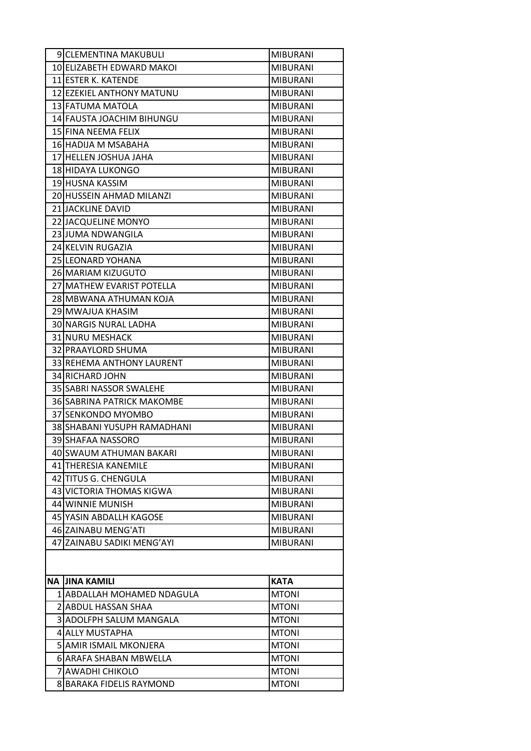| | | |
|---|---|---|
| 9 | CLEMENTINA MAKUBULI | MIBURANI |
| 10 | ELIZABETH EDWARD MAKOI | MIBURANI |
| 11 | ESTER K. KATENDE | MIBURANI |
| 12 | EZEKIEL ANTHONY MATUNU | MIBURANI |
| 13 | FATUMA MATOLA | MIBURANI |
| 14 | FAUSTA JOACHIM BIHUNGU | MIBURANI |
| 15 | FINA NEEMA FELIX | MIBURANI |
| 16 | HADIJA M MSABAHA | MIBURANI |
| 17 | HELLEN JOSHUA JAHA | MIBURANI |
| 18 | HIDAYA LUKONGO | MIBURANI |
| 19 | HUSNA KASSIM | MIBURANI |
| 20 | HUSSEIN AHMAD MILANZI | MIBURANI |
| 21 | JACKLINE DAVID | MIBURANI |
| 22 | JACQUELINE MONYO | MIBURANI |
| 23 | JUMA NDWANGILA | MIBURANI |
| 24 | KELVIN RUGAZIA | MIBURANI |
| 25 | LEONARD YOHANA | MIBURANI |
| 26 | MARIAM KIZUGUTO | MIBURANI |
| 27 | MATHEW EVARIST POTELLA | MIBURANI |
| 28 | MBWANA ATHUMAN KOJA | MIBURANI |
| 29 | MWAJUA KHASIM | MIBURANI |
| 30 | NARGIS NURAL LADHA | MIBURANI |
| 31 | NURU MESHACK | MIBURANI |
| 32 | PRAAYLORD SHUMA | MIBURANI |
| 33 | REHEMA ANTHONY LAURENT | MIBURANI |
| 34 | RICHARD JOHN | MIBURANI |
| 35 | SABRI NASSOR SWALEHE | MIBURANI |
| 36 | SABRINA PATRICK MAKOMBE | MIBURANI |
| 37 | SENKONDO MYOMBO | MIBURANI |
| 38 | SHABANI YUSUPH RAMADHANI | MIBURANI |
| 39 | SHAFAA NASSORO | MIBURANI |
| 40 | SWAUM ATHUMAN BAKARI | MIBURANI |
| 41 | THERESIA KANEMILE | MIBURANI |
| 42 | TITUS G. CHENGULA | MIBURANI |
| 43 | VICTORIA THOMAS KIGWA | MIBURANI |
| 44 | WINNIE MUNISH | MIBURANI |
| 45 | YASIN ABDALLH KAGOSE | MIBURANI |
| 46 | ZAINABU MENG'ATI | MIBURANI |
| 47 | ZAINABU SADIKI MENG'AYI | MIBURANI |

| NA | JINA KAMILI | KATA |
|---|---|---|
| 1 | ABDALLAH MOHAMED NDAGULA | MTONI |
| 2 | ABDUL HASSAN SHAA | MTONI |
| 3 | ADOLFPH SALUM MANGALA | MTONI |
| 4 | ALLY MUSTAPHA | MTONI |
| 5 | AMIR ISMAIL MKONJERA | MTONI |
| 6 | ARAFA SHABAN MBWELLA | MTONI |
| 7 | AWADHI CHIKOLO | MTONI |
| 8 | BARAKA FIDELIS RAYMOND | MTONI |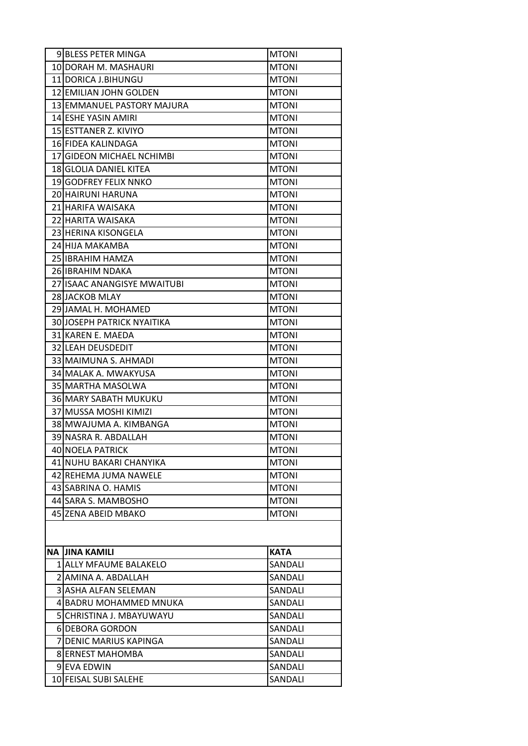| | | |
|---|---|---|
| 9 | BLESS PETER MINGA | MTONI |
| 10 | DORAH M. MASHAURI | MTONI |
| 11 | DORICA J.BIHUNGU | MTONI |
| 12 | EMILIAN JOHN GOLDEN | MTONI |
| 13 | EMMANUEL PASTORY MAJURA | MTONI |
| 14 | ESHE YASIN AMIRI | MTONI |
| 15 | ESTTANER Z. KIVIYO | MTONI |
| 16 | FIDEA KALINDAGA | MTONI |
| 17 | GIDEON MICHAEL NCHIMBI | MTONI |
| 18 | GLOLIA DANIEL KITEA | MTONI |
| 19 | GODFREY FELIX NNKO | MTONI |
| 20 | HAIRUNI HARUNA | MTONI |
| 21 | HARIFA WAISAKA | MTONI |
| 22 | HARITA WAISAKA | MTONI |
| 23 | HERINA KISONGELA | MTONI |
| 24 | HIJA MAKAMBA | MTONI |
| 25 | IBRAHIM HAMZA | MTONI |
| 26 | IBRAHIM NDAKA | MTONI |
| 27 | ISAAC ANANGISYE MWAITUBI | MTONI |
| 28 | JACKOB MLAY | MTONI |
| 29 | JAMAL H. MOHAMED | MTONI |
| 30 | JOSEPH PATRICK NYAITIKA | MTONI |
| 31 | KAREN E. MAEDA | MTONI |
| 32 | LEAH DEUSDEDIT | MTONI |
| 33 | MAIMUNA S. AHMADI | MTONI |
| 34 | MALAK A. MWAKYUSA | MTONI |
| 35 | MARTHA MASOLWA | MTONI |
| 36 | MARY SABATH MUKUKU | MTONI |
| 37 | MUSSA MOSHI KIMIZI | MTONI |
| 38 | MWAJUMA A. KIMBANGA | MTONI |
| 39 | NASRA R. ABDALLAH | MTONI |
| 40 | NOELA PATRICK | MTONI |
| 41 | NUHU BAKARI CHANYIKA | MTONI |
| 42 | REHEMA JUMA NAWELE | MTONI |
| 43 | SABRINA O. HAMIS | MTONI |
| 44 | SARA S. MAMBOSHO | MTONI |
| 45 | ZENA ABEID MBAKO | MTONI |

| NA | JINA KAMILI | KATA |
|---|---|---|
| 1 | ALLY MFAUME BALAKELO | SANDALI |
| 2 | AMINA A. ABDALLAH | SANDALI |
| 3 | ASHA ALFAN SELEMAN | SANDALI |
| 4 | BADRU MOHAMMED MNUKA | SANDALI |
| 5 | CHRISTINA J. MBAYUWAYU | SANDALI |
| 6 | DEBORA GORDON | SANDALI |
| 7 | DENIC MARIUS KAPINGA | SANDALI |
| 8 | ERNEST MAHOMBA | SANDALI |
| 9 | EVA EDWIN | SANDALI |
| 10 | FEISAL SUBI SALEHE | SANDALI |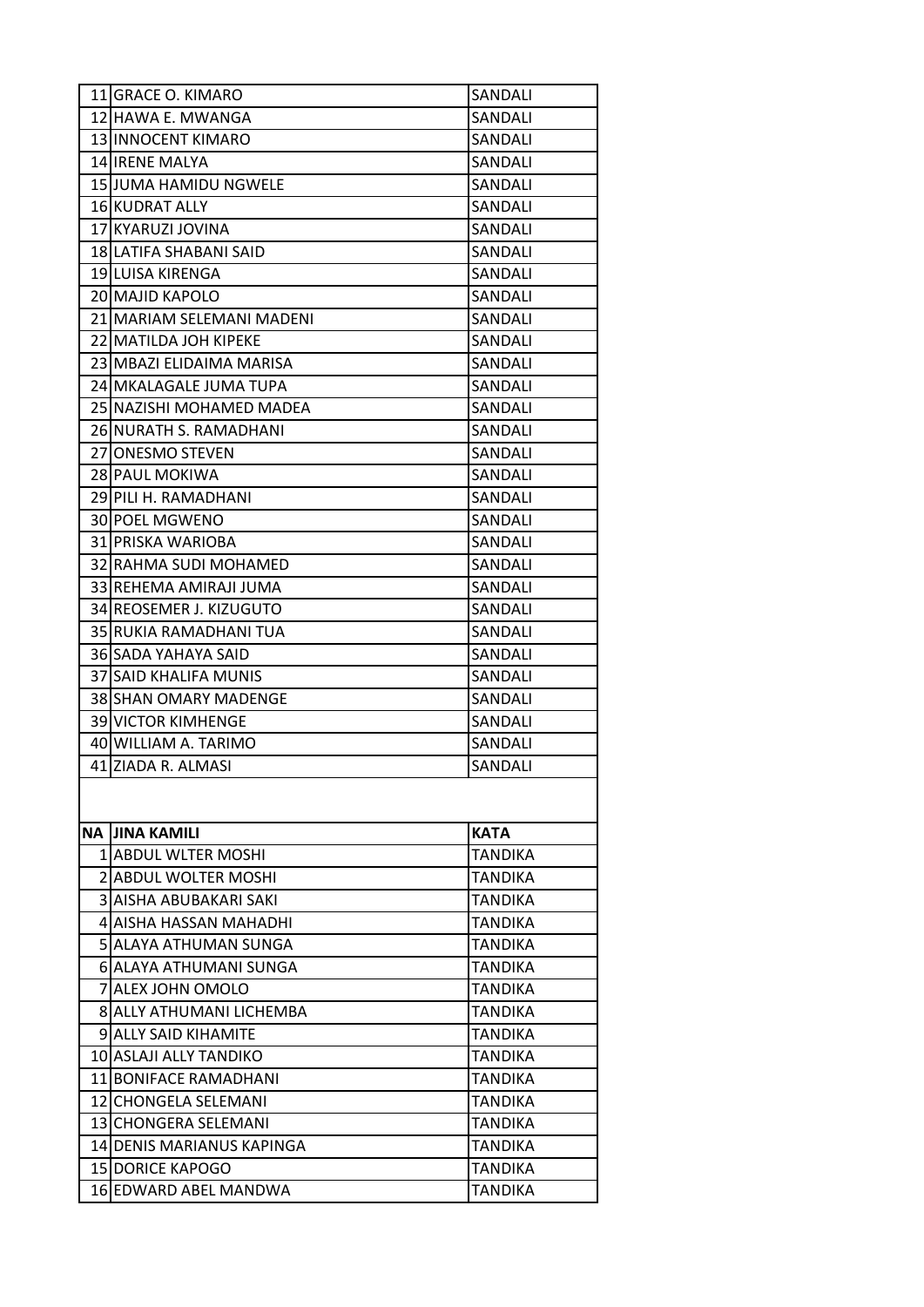| | | |
|---|---|---|
| 11 | GRACE O. KIMARO | SANDALI |
| 12 | HAWA E. MWANGA | SANDALI |
| 13 | INNOCENT KIMARO | SANDALI |
| 14 | IRENE MALYA | SANDALI |
| 15 | JUMA HAMIDU NGWELE | SANDALI |
| 16 | KUDRAT ALLY | SANDALI |
| 17 | KYARUZI JOVINA | SANDALI |
| 18 | LATIFA SHABANI SAID | SANDALI |
| 19 | LUISA KIRENGA | SANDALI |
| 20 | MAJID KAPOLO | SANDALI |
| 21 | MARIAM SELEMANI MADENI | SANDALI |
| 22 | MATILDA JOH KIPEKE | SANDALI |
| 23 | MBAZI ELIDAIMA MARISA | SANDALI |
| 24 | MKALAGALE JUMA TUPA | SANDALI |
| 25 | NAZISHI MOHAMED MADEA | SANDALI |
| 26 | NURATH S. RAMADHANI | SANDALI |
| 27 | ONESMO STEVEN | SANDALI |
| 28 | PAUL MOKIWA | SANDALI |
| 29 | PILI H. RAMADHANI | SANDALI |
| 30 | POEL MGWENO | SANDALI |
| 31 | PRISKA WARIOBA | SANDALI |
| 32 | RAHMA SUDI MOHAMED | SANDALI |
| 33 | REHEMA AMIRAJI JUMA | SANDALI |
| 34 | REOSEMER J. KIZUGUTO | SANDALI |
| 35 | RUKIA RAMADHANI TUA | SANDALI |
| 36 | SADA YAHAYA SAID | SANDALI |
| 37 | SAID KHALIFA MUNIS | SANDALI |
| 38 | SHAN OMARY MADENGE | SANDALI |
| 39 | VICTOR KIMHENGE | SANDALI |
| 40 | WILLIAM A. TARIMO | SANDALI |
| 41 | ZIADA R. ALMASI | SANDALI |

| NA | JINA KAMILI | KATA |
|---|---|---|
| 1 | ABDUL WLTER MOSHI | TANDIKA |
| 2 | ABDUL WOLTER MOSHI | TANDIKA |
| 3 | AISHA ABUBAKARI SAKI | TANDIKA |
| 4 | AISHA HASSAN MAHADHI | TANDIKA |
| 5 | ALAYA ATHUMAN SUNGA | TANDIKA |
| 6 | ALAYA ATHUMANI SUNGA | TANDIKA |
| 7 | ALEX JOHN OMOLO | TANDIKA |
| 8 | ALLY ATHUMANI LICHEMBA | TANDIKA |
| 9 | ALLY SAID KIHAMITE | TANDIKA |
| 10 | ASLAJI ALLY TANDIKO | TANDIKA |
| 11 | BONIFACE RAMADHANI | TANDIKA |
| 12 | CHONGELA SELEMANI | TANDIKA |
| 13 | CHONGERA SELEMANI | TANDIKA |
| 14 | DENIS MARIANUS KAPINGA | TANDIKA |
| 15 | DORICE KAPOGO | TANDIKA |
| 16 | EDWARD ABEL MANDWA | TANDIKA |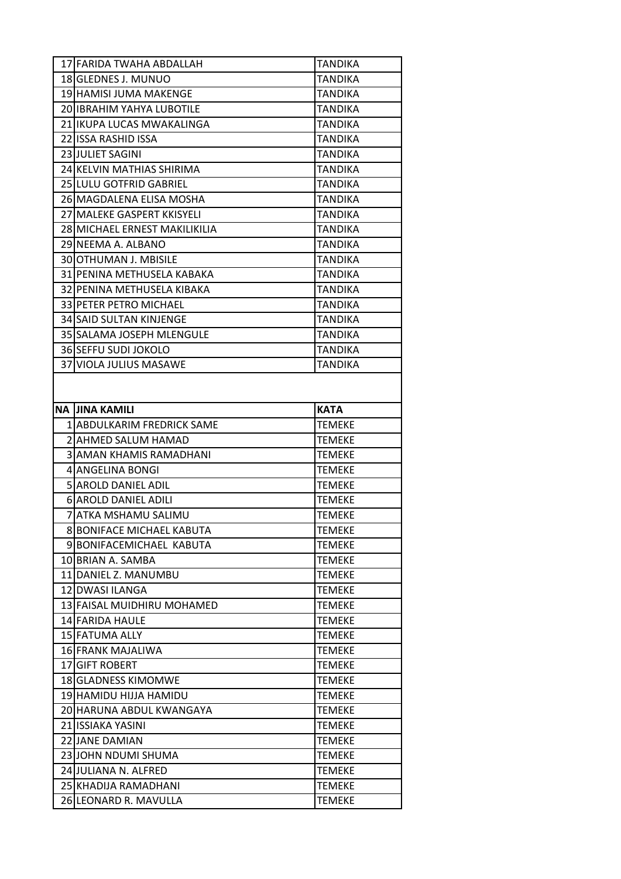| | | |
|---|---|---|
| 17 | FARIDA TWAHA ABDALLAH | TANDIKA |
| 18 | GLEDNES J. MUNUO | TANDIKA |
| 19 | HAMISI JUMA MAKENGE | TANDIKA |
| 20 | IBRAHIM YAHYA LUBOTILE | TANDIKA |
| 21 | IKUPA LUCAS MWAKALINGA | TANDIKA |
| 22 | ISSA RASHID ISSA | TANDIKA |
| 23 | JULIET SAGINI | TANDIKA |
| 24 | KELVIN MATHIAS SHIRIMA | TANDIKA |
| 25 | LULU GOTFRID GABRIEL | TANDIKA |
| 26 | MAGDALENA ELISA MOSHA | TANDIKA |
| 27 | MALEKE GASPERT KKISYELI | TANDIKA |
| 28 | MICHAEL ERNEST MAKILIKILIA | TANDIKA |
| 29 | NEEMA A. ALBANO | TANDIKA |
| 30 | OTHUMAN J. MBISILE | TANDIKA |
| 31 | PENINA METHUSELA KABAKA | TANDIKA |
| 32 | PENINA METHUSELA KIBAKA | TANDIKA |
| 33 | PETER PETRO MICHAEL | TANDIKA |
| 34 | SAID SULTAN KINJENGE | TANDIKA |
| 35 | SALAMA JOSEPH MLENGULE | TANDIKA |
| 36 | SEFFU SUDI JOKOLO | TANDIKA |
| 37 | VIOLA JULIUS MASAWE | TANDIKA |

| NA | JINA KAMILI | KATA |
|---|---|---|
| 1 | ABDULKARIM FREDRICK SAME | TEMEKE |
| 2 | AHMED SALUM HAMAD | TEMEKE |
| 3 | AMAN KHAMIS RAMADHANI | TEMEKE |
| 4 | ANGELINA BONGI | TEMEKE |
| 5 | AROLD DANIEL ADIL | TEMEKE |
| 6 | AROLD DANIEL ADILI | TEMEKE |
| 7 | ATKA MSHAMU SALIMU | TEMEKE |
| 8 | BONIFACE MICHAEL KABUTA | TEMEKE |
| 9 | BONIFACEMICHAEL KABUTA | TEMEKE |
| 10 | BRIAN A. SAMBA | TEMEKE |
| 11 | DANIEL Z. MANUMBU | TEMEKE |
| 12 | DWASI ILANGA | TEMEKE |
| 13 | FAISAL MUIDHIRU MOHAMED | TEMEKE |
| 14 | FARIDA HAULE | TEMEKE |
| 15 | FATUMA ALLY | TEMEKE |
| 16 | FRANK MAJALIWA | TEMEKE |
| 17 | GIFT ROBERT | TEMEKE |
| 18 | GLADNESS KIMOMWE | TEMEKE |
| 19 | HAMIDU HIJJA HAMIDU | TEMEKE |
| 20 | HARUNA ABDUL KWANGAYA | TEMEKE |
| 21 | ISSIAKA YASINI | TEMEKE |
| 22 | JANE DAMIAN | TEMEKE |
| 23 | JOHN NDUMI SHUMA | TEMEKE |
| 24 | JULIANA N. ALFRED | TEMEKE |
| 25 | KHADIJA RAMADHANI | TEMEKE |
| 26 | LEONARD R. MAVULLA | TEMEKE |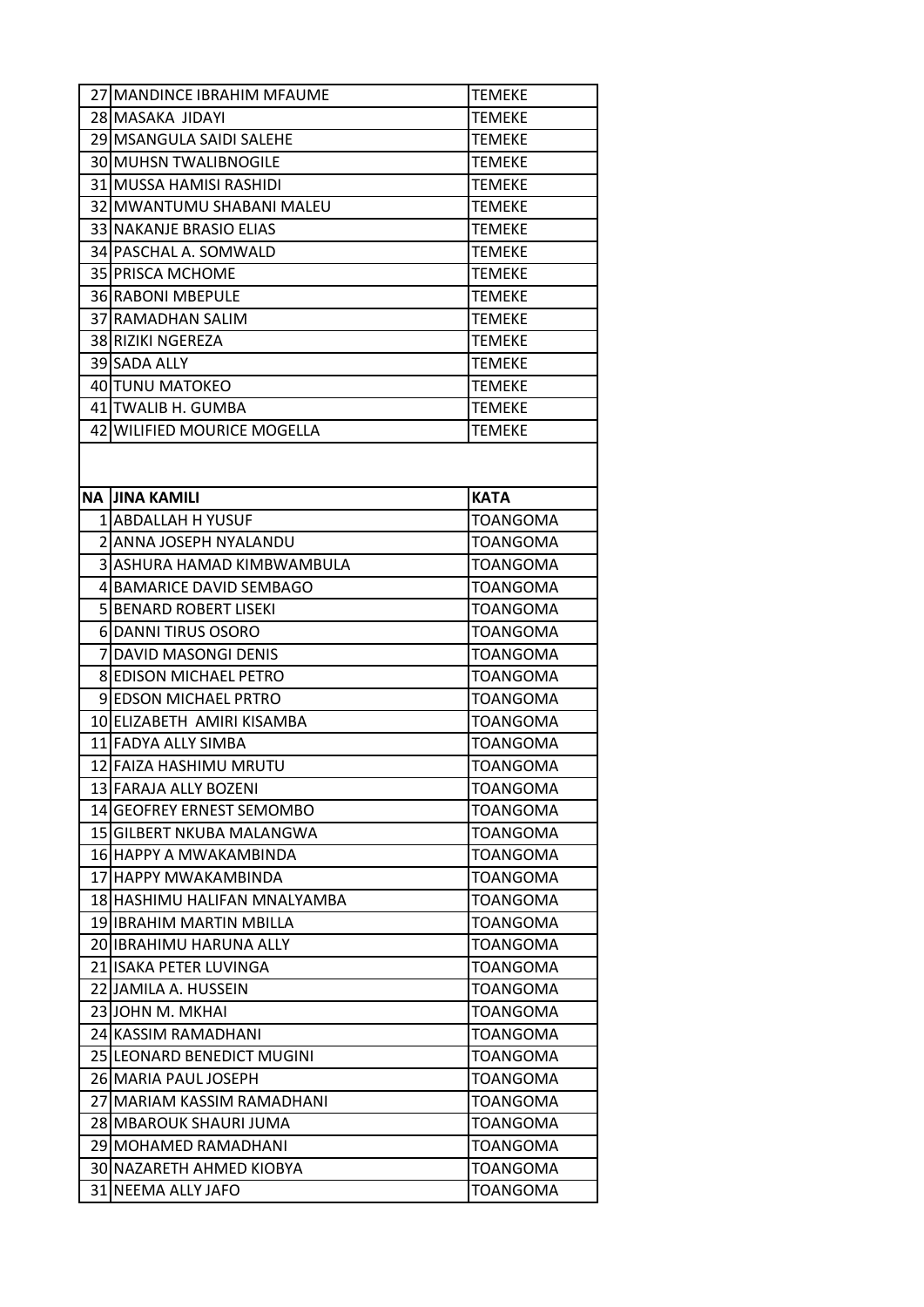| | | |
|---|---|---|
| 27 | MANDINCE IBRAHIM MFAUME | TEMEKE |
| 28 | MASAKA  JIDAYI | TEMEKE |
| 29 | MSANGULA SAIDI SALEHE | TEMEKE |
| 30 | MUHSN TWALIBNOGILE | TEMEKE |
| 31 | MUSSA HAMISI RASHIDI | TEMEKE |
| 32 | MWANTUMU SHABANI MALEU | TEMEKE |
| 33 | NAKANJE BRASIO ELIAS | TEMEKE |
| 34 | PASCHAL A. SOMWALD | TEMEKE |
| 35 | PRISCA MCHOME | TEMEKE |
| 36 | RABONI MBEPULE | TEMEKE |
| 37 | RAMADHAN SALIM | TEMEKE |
| 38 | RIZIKI NGEREZA | TEMEKE |
| 39 | SADA ALLY | TEMEKE |
| 40 | TUNU MATOKEO | TEMEKE |
| 41 | TWALIB H. GUMBA | TEMEKE |
| 42 | WILIFIED MOURICE MOGELLA | TEMEKE |

| NA | JINA KAMILI | KATA |
|---|---|---|
| 1 | ABDALLAH H YUSUF | TOANGOMA |
| 2 | ANNA JOSEPH NYALANDU | TOANGOMA |
| 3 | ASHURA HAMAD KIMBWAMBULA | TOANGOMA |
| 4 | BAMARICE DAVID SEMBAGO | TOANGOMA |
| 5 | BENARD ROBERT LISEKI | TOANGOMA |
| 6 | DANNI TIRUS OSORO | TOANGOMA |
| 7 | DAVID MASONGI DENIS | TOANGOMA |
| 8 | EDISON MICHAEL PETRO | TOANGOMA |
| 9 | EDSON MICHAEL PRTRO | TOANGOMA |
| 10 | ELIZABETH  AMIRI KISAMBA | TOANGOMA |
| 11 | FADYA ALLY SIMBA | TOANGOMA |
| 12 | FAIZA HASHIMU MRUTU | TOANGOMA |
| 13 | FARAJA ALLY BOZENI | TOANGOMA |
| 14 | GEOFREY ERNEST SEMOMBO | TOANGOMA |
| 15 | GILBERT NKUBA MALANGWA | TOANGOMA |
| 16 | HAPPY A MWAKAMBINDA | TOANGOMA |
| 17 | HAPPY MWAKAMBINDA | TOANGOMA |
| 18 | HASHIMU HALIFAN MNALYAMBA | TOANGOMA |
| 19 | IBRAHIM MARTIN MBILLA | TOANGOMA |
| 20 | IBRAHIMU HARUNA ALLY | TOANGOMA |
| 21 | ISAKA PETER LUVINGA | TOANGOMA |
| 22 | JAMILA A. HUSSEIN | TOANGOMA |
| 23 | JOHN M. MKHAI | TOANGOMA |
| 24 | KASSIM RAMADHANI | TOANGOMA |
| 25 | LEONARD BENEDICT MUGINI | TOANGOMA |
| 26 | MARIA PAUL JOSEPH | TOANGOMA |
| 27 | MARIAM KASSIM RAMADHANI | TOANGOMA |
| 28 | MBAROUK SHAURI JUMA | TOANGOMA |
| 29 | MOHAMED RAMADHANI | TOANGOMA |
| 30 | NAZARETH AHMED KIOBYA | TOANGOMA |
| 31 | NEEMA ALLY JAFO | TOANGOMA |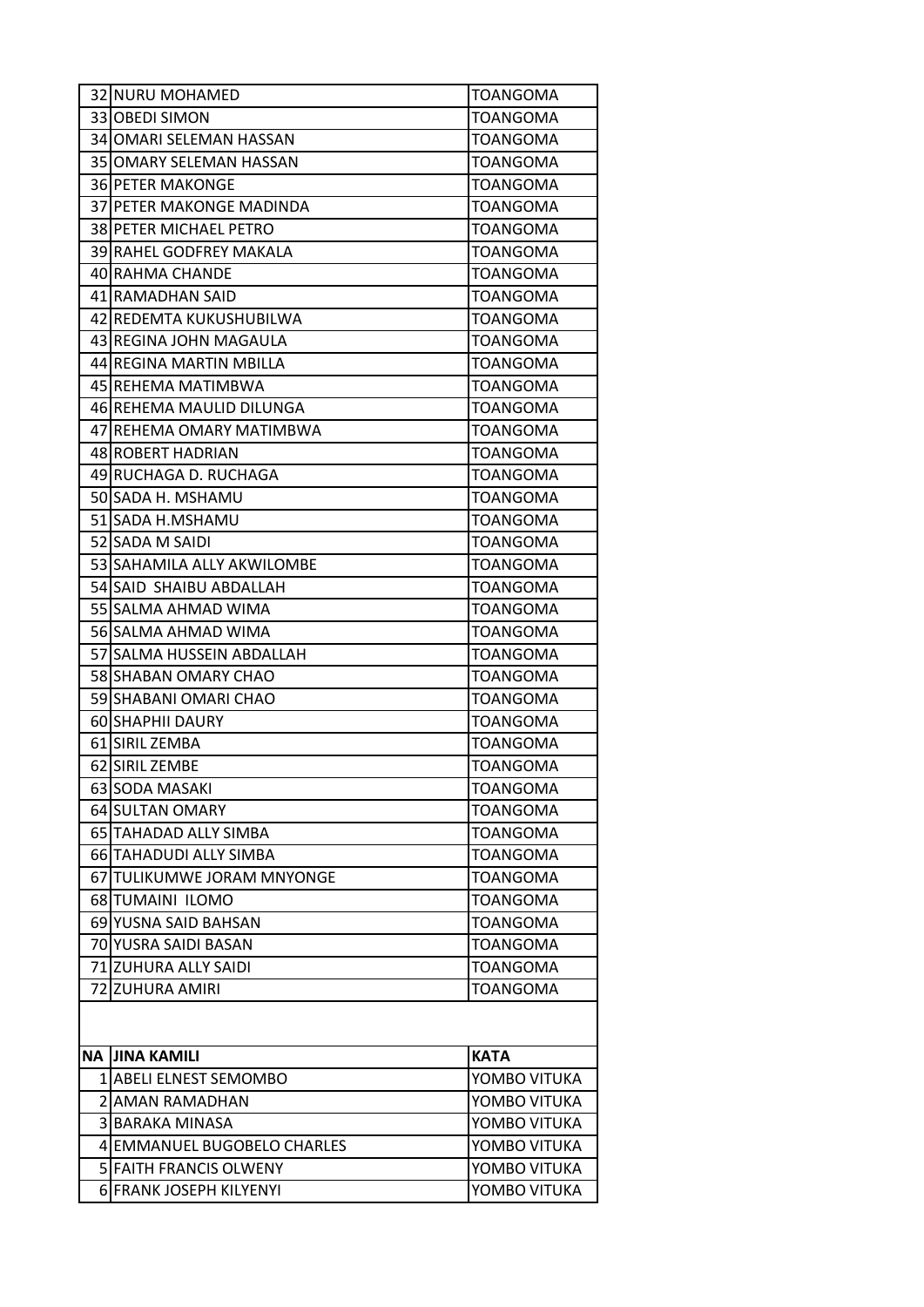| | | |
|---|---|---|
| 32 | NURU MOHAMED | TOANGOMA |
| 33 | OBEDI SIMON | TOANGOMA |
| 34 | OMARI SELEMAN HASSAN | TOANGOMA |
| 35 | OMARY SELEMAN HASSAN | TOANGOMA |
| 36 | PETER MAKONGE | TOANGOMA |
| 37 | PETER MAKONGE MADINDA | TOANGOMA |
| 38 | PETER MICHAEL PETRO | TOANGOMA |
| 39 | RAHEL GODFREY MAKALA | TOANGOMA |
| 40 | RAHMA CHANDE | TOANGOMA |
| 41 | RAMADHAN SAID | TOANGOMA |
| 42 | REDEMTA KUKUSHUBILWA | TOANGOMA |
| 43 | REGINA JOHN MAGAULA | TOANGOMA |
| 44 | REGINA MARTIN MBILLA | TOANGOMA |
| 45 | REHEMA MATIMBWA | TOANGOMA |
| 46 | REHEMA MAULID DILUNGA | TOANGOMA |
| 47 | REHEMA OMARY MATIMBWA | TOANGOMA |
| 48 | ROBERT HADRIAN | TOANGOMA |
| 49 | RUCHAGA D. RUCHAGA | TOANGOMA |
| 50 | SADA H. MSHAMU | TOANGOMA |
| 51 | SADA H.MSHAMU | TOANGOMA |
| 52 | SADA M SAIDI | TOANGOMA |
| 53 | SAHAMILA ALLY AKWILOMBE | TOANGOMA |
| 54 | SAID SHAIBU ABDALLAH | TOANGOMA |
| 55 | SALMA AHMAD WIMA | TOANGOMA |
| 56 | SALMA AHMAD WIMA | TOANGOMA |
| 57 | SALMA HUSSEIN ABDALLAH | TOANGOMA |
| 58 | SHABAN OMARY CHAO | TOANGOMA |
| 59 | SHABANI OMARI CHAO | TOANGOMA |
| 60 | SHAPHII DAURY | TOANGOMA |
| 61 | SIRIL ZEMBA | TOANGOMA |
| 62 | SIRIL ZEMBE | TOANGOMA |
| 63 | SODA MASAKI | TOANGOMA |
| 64 | SULTAN OMARY | TOANGOMA |
| 65 | TAHADAD ALLY SIMBA | TOANGOMA |
| 66 | TAHADUDI ALLY SIMBA | TOANGOMA |
| 67 | TULIKUMWE JORAM MNYONGE | TOANGOMA |
| 68 | TUMAINI ILOMO | TOANGOMA |
| 69 | YUSNA SAID BAHSAN | TOANGOMA |
| 70 | YUSRA SAIDI BASAN | TOANGOMA |
| 71 | ZUHURA ALLY SAIDI | TOANGOMA |
| 72 | ZUHURA AMIRI | TOANGOMA |

| NA | JINA KAMILI | KATA |
|---|---|---|
| 1 | ABELI ELNEST SEMOMBO | YOMBO VITUKA |
| 2 | AMAN RAMADHAN | YOMBO VITUKA |
| 3 | BARAKA MINASA | YOMBO VITUKA |
| 4 | EMMANUEL BUGOBELO CHARLES | YOMBO VITUKA |
| 5 | FAITH FRANCIS OLWENY | YOMBO VITUKA |
| 6 | FRANK JOSEPH KILYENYI | YOMBO VITUKA |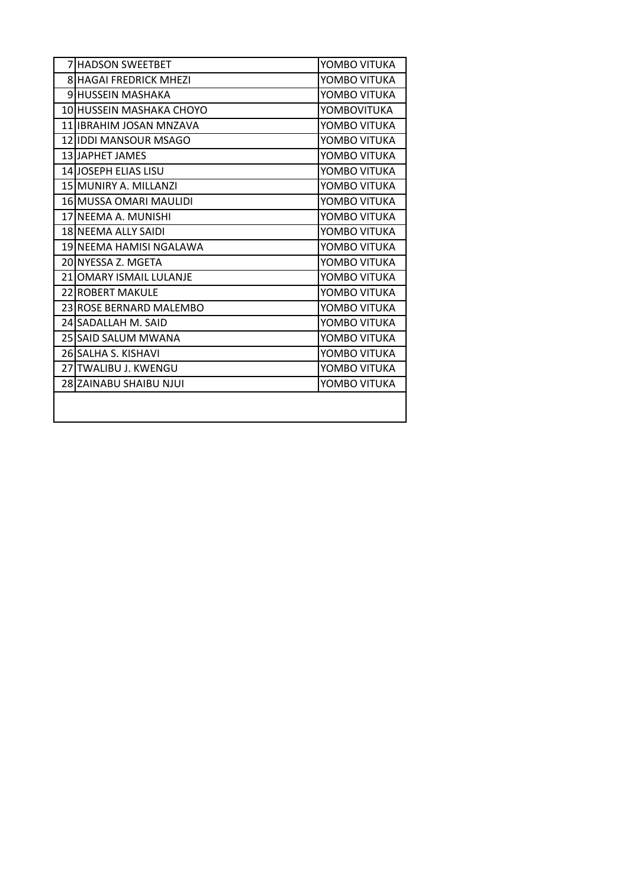| | | |
|---|---|---|
| 7 | HADSON SWEETBET | YOMBO VITUKA |
| 8 | HAGAI FREDRICK MHEZI | YOMBO VITUKA |
| 9 | HUSSEIN MASHAKA | YOMBO VITUKA |
| 10 | HUSSEIN MASHAKA CHOYO | YOMBOVITUKA |
| 11 | IBRAHIM JOSAN MNZAVA | YOMBO VITUKA |
| 12 | IDDI MANSOUR MSAGO | YOMBO VITUKA |
| 13 | JAPHET JAMES | YOMBO VITUKA |
| 14 | JOSEPH ELIAS LISU | YOMBO VITUKA |
| 15 | MUNIRY A. MILLANZI | YOMBO VITUKA |
| 16 | MUSSA OMARI MAULIDI | YOMBO VITUKA |
| 17 | NEEMA A. MUNISHI | YOMBO VITUKA |
| 18 | NEEMA ALLY SAIDI | YOMBO VITUKA |
| 19 | NEEMA HAMISI NGALAWA | YOMBO VITUKA |
| 20 | NYESSA Z. MGETA | YOMBO VITUKA |
| 21 | OMARY ISMAIL LULANJE | YOMBO VITUKA |
| 22 | ROBERT MAKULE | YOMBO VITUKA |
| 23 | ROSE BERNARD MALEMBO | YOMBO VITUKA |
| 24 | SADALLAH M. SAID | YOMBO VITUKA |
| 25 | SAID SALUM MWANA | YOMBO VITUKA |
| 26 | SALHA S. KISHAVI | YOMBO VITUKA |
| 27 | TWALIBU J. KWENGU | YOMBO VITUKA |
| 28 | ZAINABU SHAIBU NJUI | YOMBO VITUKA |